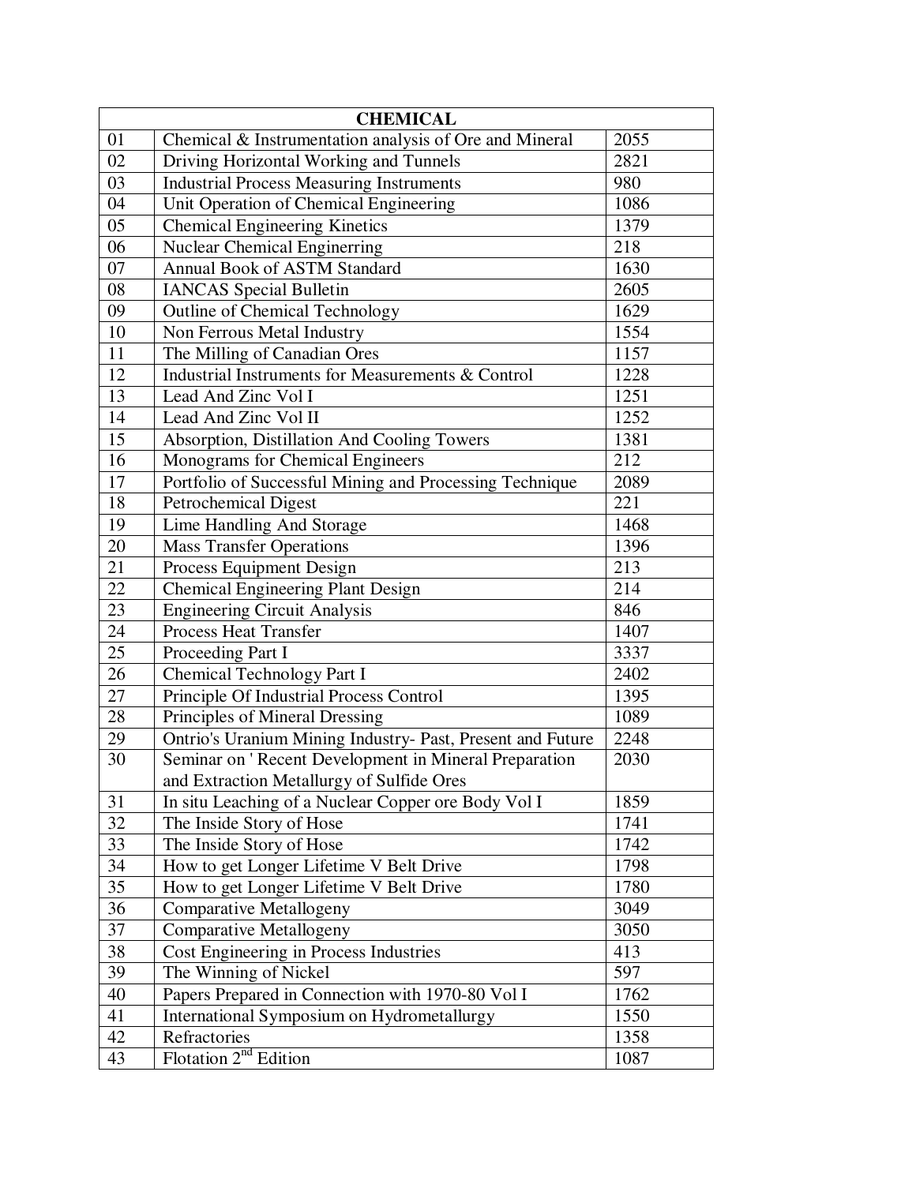| CHEMICAL | | |
|---|---|---|
| 01 | Chemical & Instrumentation analysis of Ore and Mineral | 2055 |
| 02 | Driving Horizontal Working and Tunnels | 2821 |
| 03 | Industrial Process Measuring Instruments | 980 |
| 04 | Unit Operation of Chemical Engineering | 1086 |
| 05 | Chemical Engineering Kinetics | 1379 |
| 06 | Nuclear Chemical Engineering | 218 |
| 07 | Annual Book of ASTM Standard | 1630 |
| 08 | IANCAS Special Bulletin | 2605 |
| 09 | Outline of Chemical Technology | 1629 |
| 10 | Non Ferrous Metal Industry | 1554 |
| 11 | The Milling of Canadian Ores | 1157 |
| 12 | Industrial Instruments for Measurements & Control | 1228 |
| 13 | Lead And Zinc Vol I | 1251 |
| 14 | Lead And Zinc Vol II | 1252 |
| 15 | Absorption, Distillation And Cooling Towers | 1381 |
| 16 | Monograms for Chemical Engineers | 212 |
| 17 | Portfolio of Successful Mining and Processing Technique | 2089 |
| 18 | Petrochemical Digest | 221 |
| 19 | Lime Handling And Storage | 1468 |
| 20 | Mass Transfer Operations | 1396 |
| 21 | Process Equipment Design | 213 |
| 22 | Chemical Engineering Plant Design | 214 |
| 23 | Engineering Circuit Analysis | 846 |
| 24 | Process Heat Transfer | 1407 |
| 25 | Proceeding Part I | 3337 |
| 26 | Chemical Technology Part I | 2402 |
| 27 | Principle Of Industrial Process Control | 1395 |
| 28 | Principles of Mineral Dressing | 1089 |
| 29 | Ontrio's Uranium Mining Industry- Past, Present and Future | 2248 |
| 30 | Seminar on ' Recent Development in Mineral Preparation and Extraction Metallurgy of Sulfide Ores | 2030 |
| 31 | In situ Leaching of a Nuclear Copper ore Body Vol I | 1859 |
| 32 | The Inside Story of Hose | 1741 |
| 33 | The Inside Story of Hose | 1742 |
| 34 | How to get Longer Lifetime V Belt Drive | 1798 |
| 35 | How to get Longer Lifetime V Belt Drive | 1780 |
| 36 | Comparative Metallogeny | 3049 |
| 37 | Comparative Metallogeny | 3050 |
| 38 | Cost Engineering in Process Industries | 413 |
| 39 | The Winning of Nickel | 597 |
| 40 | Papers Prepared in Connection with 1970-80 Vol I | 1762 |
| 41 | International Symposium on Hydrometallurgy | 1550 |
| 42 | Refractories | 1358 |
| 43 | Flotation 2nd Edition | 1087 |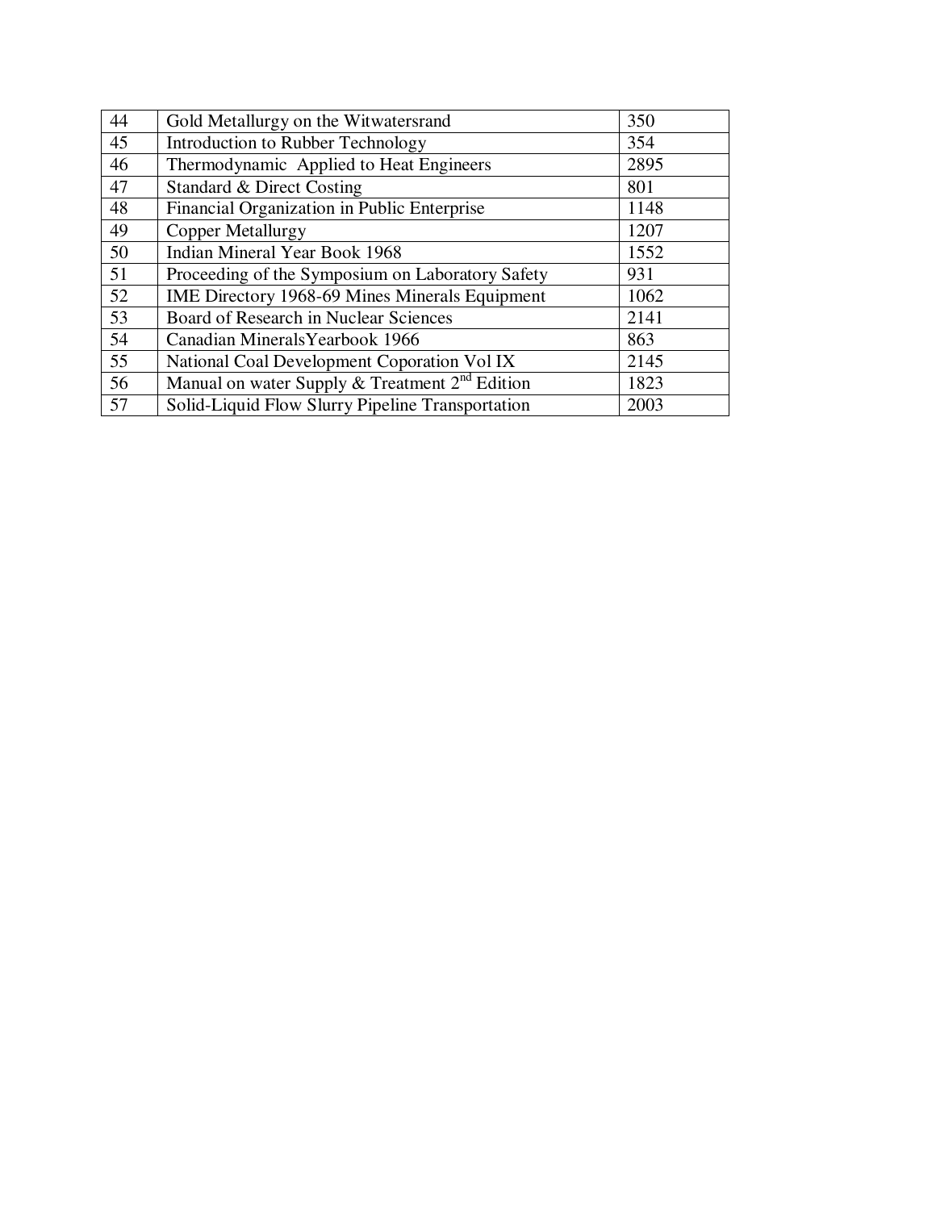| | | |
|---|---|---|
| 44 | Gold Metallurgy on the Witwatersrand | 350 |
| 45 | Introduction to Rubber Technology | 354 |
| 46 | Thermodynamic Applied to Heat Engineers | 2895 |
| 47 | Standard & Direct Costing | 801 |
| 48 | Financial Organization in Public Enterprise | 1148 |
| 49 | Copper Metallurgy | 1207 |
| 50 | Indian Mineral Year Book 1968 | 1552 |
| 51 | Proceeding of the Symposium on Laboratory Safety | 931 |
| 52 | IME Directory 1968-69 Mines Minerals Equipment | 1062 |
| 53 | Board of Research in Nuclear Sciences | 2141 |
| 54 | Canadian MineralsYearbook 1966 | 863 |
| 55 | National Coal Development Coporation Vol IX | 2145 |
| 56 | Manual on water Supply & Treatment 2nd Edition | 1823 |
| 57 | Solid-Liquid Flow Slurry Pipeline Transportation | 2003 |